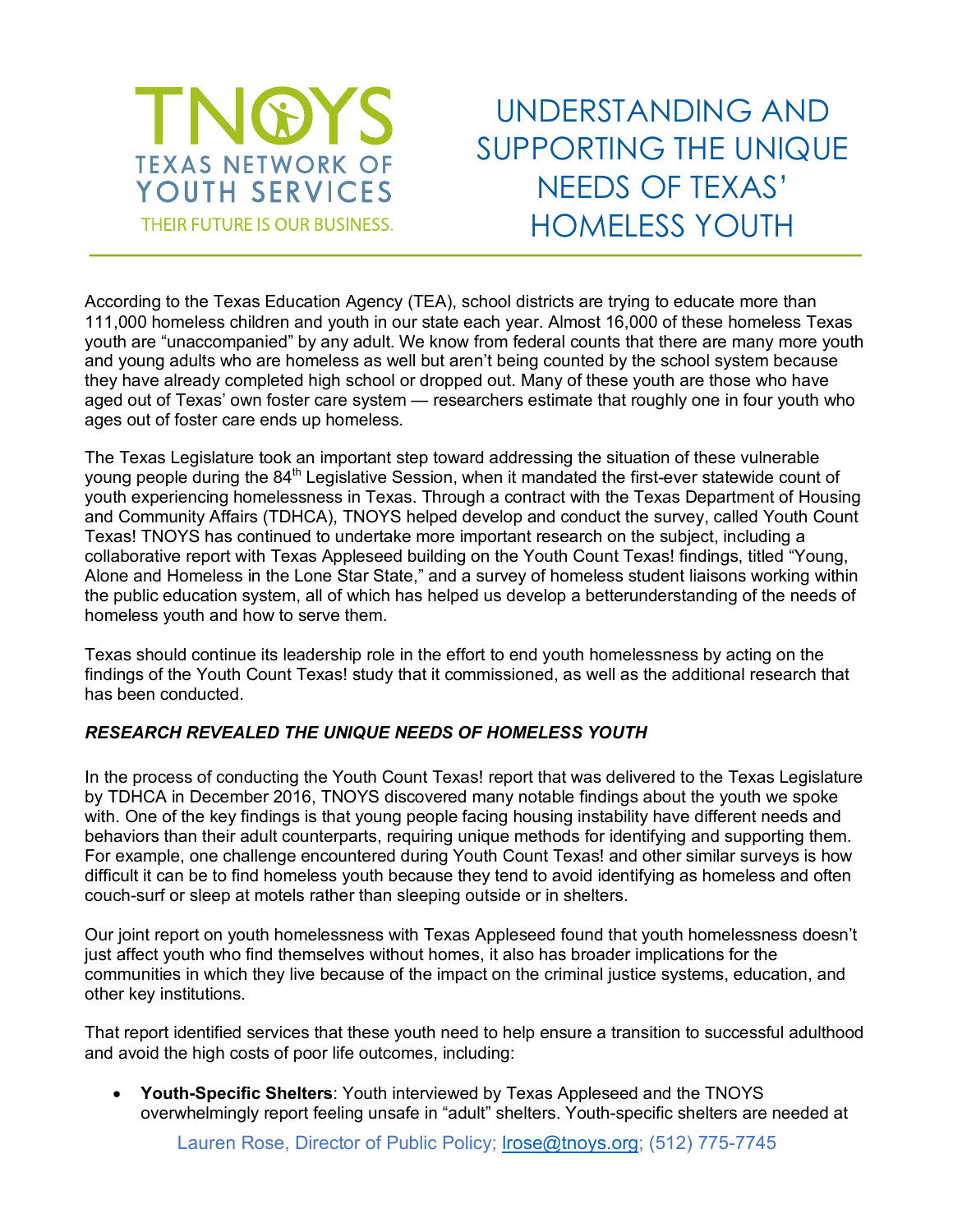TNOYS
TEXAS NETWORK OF YOUTH SERVICES
THEIR FUTURE IS OUR BUSINESS.

# UNDERSTANDING AND SUPPORTING THE UNIQUE NEEDS OF TEXAS' HOMELESS YOUTH

According to the Texas Education Agency (TEA), school districts are trying to educate more than 111,000 homeless children and youth in our state each year. Almost 16,000 of these homeless Texas youth are "unaccompanied" by any adult. We know from federal counts that there are many more youth and young adults who are homeless as well but aren't being counted by the school system because they have already completed high school or dropped out. Many of these youth are those who have aged out of Texas' own foster care system — researchers estimate that roughly one in four youth who ages out of foster care ends up homeless.

The Texas Legislature took an important step toward addressing the situation of these vulnerable young people during the 84th Legislative Session, when it mandated the first-ever statewide count of youth experiencing homelessness in Texas. Through a contract with the Texas Department of Housing and Community Affairs (TDHCA), TNOYS helped develop and conduct the survey, called Youth Count Texas! TNOYS has continued to undertake more important research on the subject, including a collaborative report with Texas Appleseed building on the Youth Count Texas! findings, titled "Young, Alone and Homeless in the Lone Star State," and a survey of homeless student liaisons working within the public education system, all of which has helped us develop a betterunderstanding of the needs of homeless youth and how to serve them.

Texas should continue its leadership role in the effort to end youth homelessness by acting on the findings of the Youth Count Texas! study that it commissioned, as well as the additional research that has been conducted.

***RESEARCH REVEALED THE UNIQUE NEEDS OF HOMELESS YOUTH***

In the process of conducting the Youth Count Texas! report that was delivered to the Texas Legislature by TDHCA in December 2016, TNOYS discovered many notable findings about the youth we spoke with. One of the key findings is that young people facing housing instability have different needs and behaviors than their adult counterparts, requiring unique methods for identifying and supporting them. For example, one challenge encountered during Youth Count Texas! and other similar surveys is how difficult it can be to find homeless youth because they tend to avoid identifying as homeless and often couch-surf or sleep at motels rather than sleeping outside or in shelters.

Our joint report on youth homelessness with Texas Appleseed found that youth homelessness doesn't just affect youth who find themselves without homes, it also has broader implications for the communities in which they live because of the impact on the criminal justice systems, education, and other key institutions.

That report identified services that these youth need to help ensure a transition to successful adulthood and avoid the high costs of poor life outcomes, including:

- **Youth-Specific Shelters**: Youth interviewed by Texas Appleseed and the TNOYS overwhelmingly report feeling unsafe in "adult" shelters. Youth-specific shelters are needed at

Lauren Rose, Director of Public Policy; lrose@tnoys.org; (512) 775-7745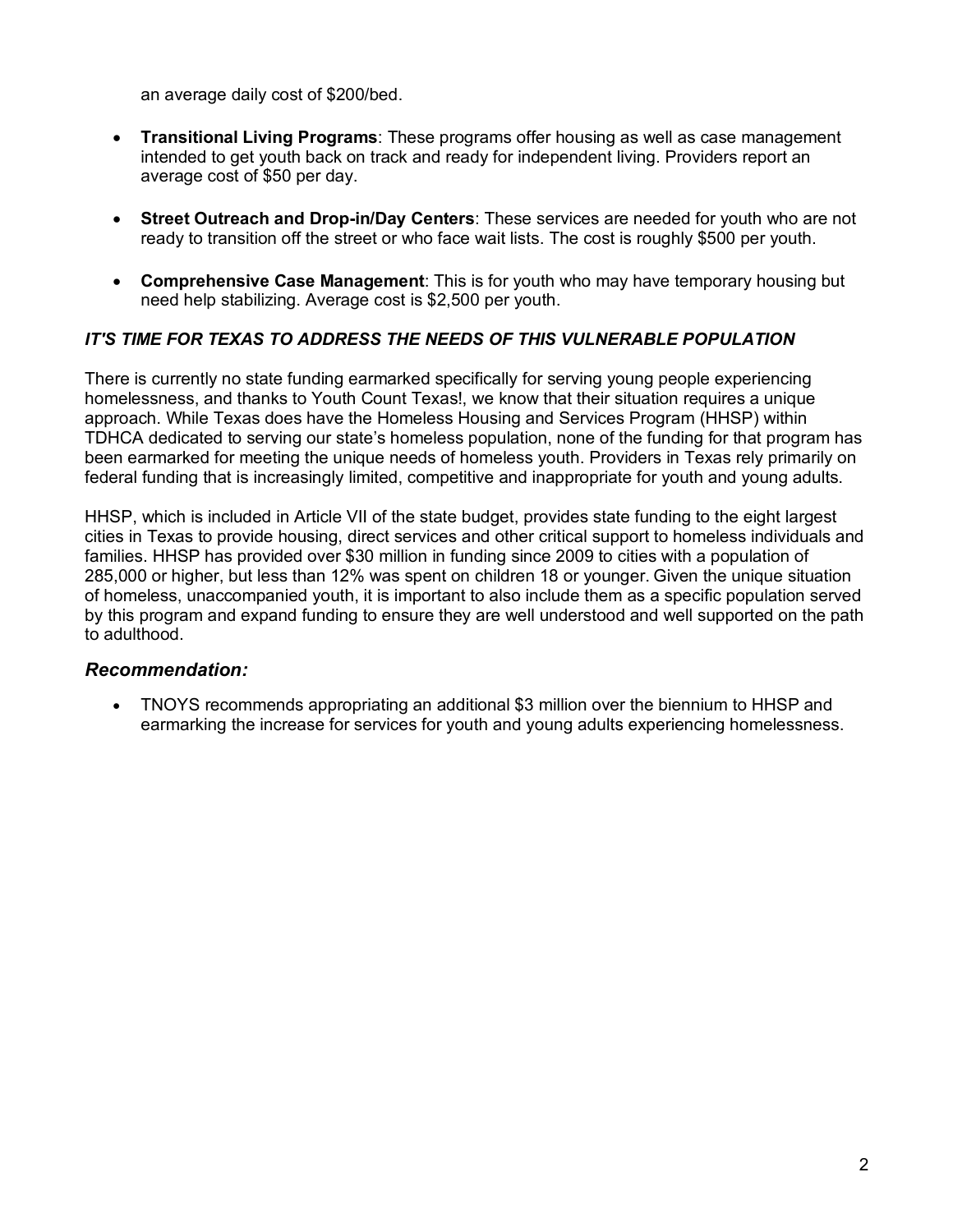an average daily cost of $200/bed.

- **Transitional Living Programs**: These programs offer housing as well as case management intended to get youth back on track and ready for independent living. Providers report an average cost of $50 per day.

- **Street Outreach and Drop-in/Day Centers**: These services are needed for youth who are not ready to transition off the street or who face wait lists. The cost is roughly $500 per youth.

- **Comprehensive Case Management**: This is for youth who may have temporary housing but need help stabilizing. Average cost is $2,500 per youth.

### *IT'S TIME FOR TEXAS TO ADDRESS THE NEEDS OF THIS VULNERABLE POPULATION*

There is currently no state funding earmarked specifically for serving young people experiencing homelessness, and thanks to Youth Count Texas!, we know that their situation requires a unique approach. While Texas does have the Homeless Housing and Services Program (HHSP) within TDHCA dedicated to serving our state's homeless population, none of the funding for that program has been earmarked for meeting the unique needs of homeless youth. Providers in Texas rely primarily on federal funding that is increasingly limited, competitive and inappropriate for youth and young adults.

HHSP, which is included in Article VII of the state budget, provides state funding to the eight largest cities in Texas to provide housing, direct services and other critical support to homeless individuals and families. HHSP has provided over $30 million in funding since 2009 to cities with a population of 285,000 or higher, but less than 12% was spent on children 18 or younger. Given the unique situation of homeless, unaccompanied youth, it is important to also include them as a specific population served by this program and expand funding to ensure they are well understood and well supported on the path to adulthood.

## *Recommendation:*

- TNOYS recommends appropriating an additional $3 million over the biennium to HHSP and earmarking the increase for services for youth and young adults experiencing homelessness.